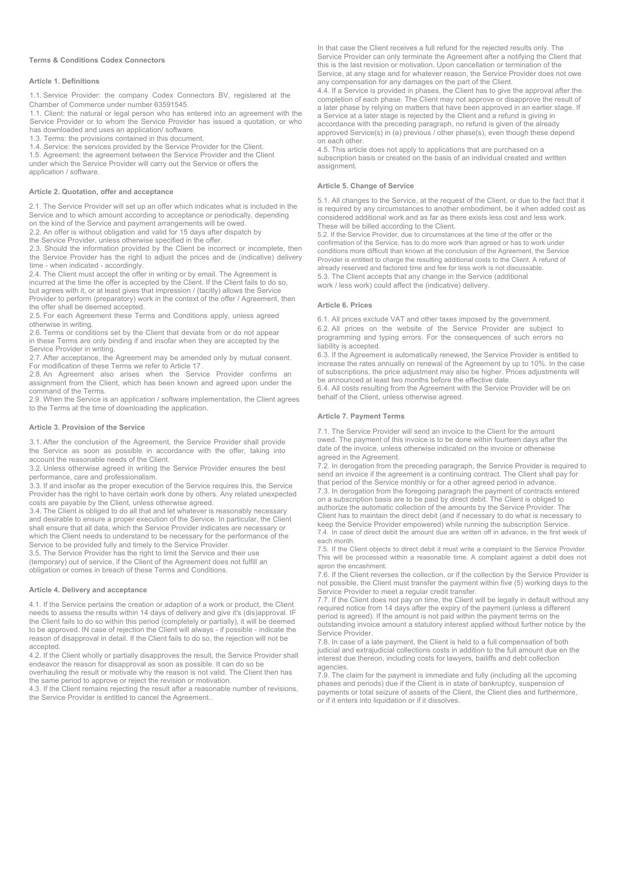**Terms & Conditions Codex Connectors**

**Article 1. Definitions**

1.1. Service Provider: the company Codex Connectors BV, registered at the Chamber of Commerce under number 63591545.
1.1. Client: the natural or legal person who has entered into an agreement with the Service Provider or to whom the Service Provider has issued a quotation, or who has downloaded and uses an application/ software.
1.3. Terms: the provisions contained in this document.
1.4. Service: the services provided by the Service Provider for the Client.
1.5. Agreement: the agreement between the Service Provider and the Client under which the Service Provider will carry out the Service or offers the application / software.

**Article 2. Quotation, offer and acceptance**

2.1. The Service Provider will set up an offer which indicates what is included in the Service and to which amount according to acceptance or periodically, depending on the kind of the Service and payment arrangements will be owed.
2.2. An offer is without obligation and valid for 15 days after dispatch by the Service Provider, unless otherwise specified in the offer.
2.3. Should the information provided by the Client be incorrect or incomplete, then the Service Provider has the right to adjust the prices and de (indicative) delivery time - when indicated - accordingly.
2.4. The Client must accept the offer in writing or by email. The Agreement is incurred at the time the offer is accepted by the Client. If the Client fails to do so, but agrees with it, or at least gives that impression / (tacitly) allows the Service Provider to perform (preparatory) work in the context of the offer / Agreement, then the offer shall be deemed accepted.
2.5. For each Agreement these Terms and Conditions apply, unless agreed otherwise in writing.
2.6. Terms or conditions set by the Client that deviate from or do not appear in these Terms are only binding if and insofar when they are accepted by the Service Provider in writing.
2.7. After acceptance, the Agreement may be amended only by mutual consent. For modification of these Terms we refer to Article 17.
2.8. An Agreement also arises when the Service Provider confirms an assignment from the Client, which has been known and agreed upon under the command of the Terms.
2.9. When the Service is an application / software implementation, the Client agrees to the Terms at the time of downloading the application.

**Article 3. Provision of the Service**

3.1. After the conclusion of the Agreement, the Service Provider shall provide the Service as soon as possible in accordance with the offer, taking into account the reasonable needs of the Client.
3.2. Unless otherwise agreed in writing the Service Provider ensures the best performance, care and professionalism.
3.3. If and insofar as the proper execution of the Service requires this, the Service Provider has the right to have certain work done by others. Any related unexpected costs are payable by the Client, unless otherwise agreed.
3.4. The Client is obliged to do all that and let whatever is reasonably necessary and desirable to ensure a proper execution of the Service. In particular, the Client shall ensure that all data, which the Service Provider indicates are necessary or which the Client needs to understand to be necessary for the performance of the Service to be provided fully and timely to the Service Provider.
3.5. The Service Provider has the right to limit the Service and their use (temporary) out of service, if the Client of the Agreement does not fulfill an obligation or comes in breach of these Terms and Conditions.

**Article 4. Delivery and acceptance**

4.1. If the Service pertains the creation or adaption of a work or product, the Client needs to assess the results within 14 days of delivery and give it's (dis)approval. IF the Client fails to do so within this period (completely or partially), it will be deemed to be approved. IN case of rejection the Client will always - if possible - indicate the reason of disapproval in detail. If the Client fails to do so, the rejection will not be accepted.
4.2. If the Client wholly or partially disapproves the result, the Service Provider shall endeavor the reason for disapproval as soon as possible. It can do so be overhauling the result or motivate why the reason is not valid. The Client then has the same period to approve or reject the revision or motivation.
4.3. If the Client remains rejecting the result after a reasonable number of revisions, the Service Provider is entitled to cancel the Agreement.. In that case the Client receives a full refund for the rejected results only. The Service Provider can only terminate the Agreement after a notifying the Client that this is the last revision or motivation. Upon cancellation or termination of the Service, at any stage and for whatever reason, the Service Provider does not owe any compensation for any damages on the part of the Client.
4.4. If a Service is provided in phases, the Client has to give the approval after the completion of each phase. The Client may not approve or disapprove the result of a later phase by relying on matters that have been approved in an earlier stage. If a Service at a later stage is rejected by the Client and a refund is giving in accordance with the preceding paragraph, no refund is given of the already approved Service(s) in (a) previous / other phase(s), even though these depend on each other.
4.5. This article does not apply to applications that are purchased on a subscription basis or created on the basis of an individual created and written assignment.

**Article 5. Change of Service**

5.1. All changes to the Service, at the request of the Client, or due to the fact that it is required by any circumstances to another embodiment, be it when added cost as considered additional work and as far as there exists less cost and less work. These will be billed according to the Client.
5.2. If the Service Provider, due to circumstances at the time of the offer or the confirmation of the Service, has to do more work than agreed or has to work under conditions more difficult than known at the conclusion of the Agreement, the Service Provider is entitled to charge the resulting additional costs to the Client. A refund of already reserved and factored time and fee for less work is not discussable.
5.3. The Client accepts that any change in the Service (additional work / less work) could affect the (indicative) delivery.

**Article 6. Prices**

6.1. All prices exclude VAT and other taxes imposed by the government.
6.2. All prices on the website of the Service Provider are subject to programming and typing errors. For the consequences of such errors no liability is accepted.
6.3. If the Agreement is automatically renewed, the Service Provider is entitled to increase the rates annually on renewal of the Agreement by up to 10%. In the case of subscriptions, the price adjustment may also be higher. Prices adjustments will be announced at least two months before the effective date.
6.4. All costs resulting from the Agreement with the Service Provider will be on behalf of the Client, unless otherwise agreed.

**Article 7. Payment Terms**

7.1. The Service Provider will send an invoice to the Client for the amount owed. The payment of this invoice is to be done within fourteen days after the date of the invoice, unless otherwise indicated on the invoice or otherwise agreed in the Agreement.
7.2. In derogation from the preceding paragraph, the Service Provider is required to send an invoice if the agreement is a continuing contract. The Client shall pay for that period of the Service monthly or for a other agreed period in advance.
7.3. In derogation from the foregoing paragraph the payment of contracts entered on a subscription basis are to be paid by direct debit. The Client is obliged to authorize the automatic collection of the amounts by the Service Provider. The Client has to maintain the direct debit (and if necessary to do what is necessary to keep the Service Provider empowered) while running the subscription Service.
7.4. In case of direct debit the amount due are written off in advance, in the first week of each month.
7.5. If the Client objects to direct debit it must write a complaint to the Service Provider. This will be processed within a reasonable time. A complaint against a debit does not apron the encashment.
7.6. If the Client reverses the collection, or if the collection by the Service Provider is not possible, the Client must transfer the payment within five (5) working days to the Service Provider to meet a regular credit transfer.
7.7. If the Client does not pay on time, the Client will be legally in default without any required notice from 14 days after the expiry of the payment (unless a different period is agreed). If the amount is not paid within the payment terms on the outstanding invoice amount a statutory interest applied without further notice by the Service Provider.
7.8. In case of a late payment, the Client is held to a full compensation of both judicial and extrajudicial collections costs in addition to the full amount due en the interest due thereon, including costs for lawyers, bailiffs and debt collection agencies.
7.9. The claim for the payment is immediate and fully (including all the upcoming phases and periods) due if the Client is in state of bankruptcy, suspension of payments or total seizure of assets of the Client, the Client dies and furthermore, or if it enters into liquidation or if it dissolves.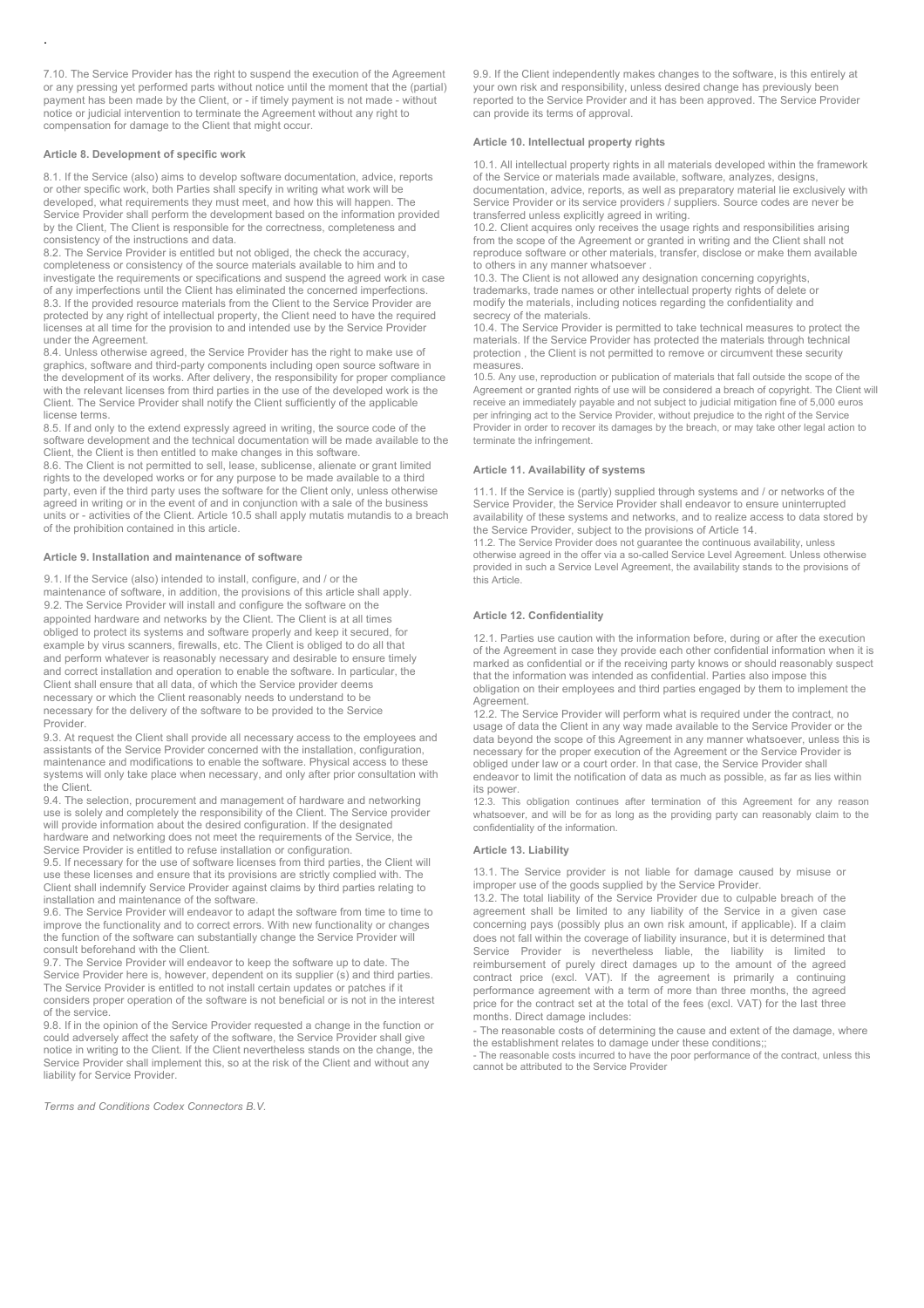7.10. The Service Provider has the right to suspend the execution of the Agreement or any pressing yet performed parts without notice until the moment that the (partial) payment has been made by the Client, or - if timely payment is not made - without notice or judicial intervention to terminate the Agreement without any right to compensation for damage to the Client that might occur.

**Article 8. Development of specific work**

8.1. If the Service (also) aims to develop software documentation, advice, reports or other specific work, both Parties shall specify in writing what work will be developed, what requirements they must meet, and how this will happen. The Service Provider shall perform the development based on the information provided by the Client, The Client is responsible for the correctness, completeness and consistency of the instructions and data.
8.2. The Service Provider is entitled but not obliged, the check the accuracy, completeness or consistency of the source materials available to him and to investigate the requirements or specifications and suspend the agreed work in case of any imperfections until the Client has eliminated the concerned imperfections.
8.3. If the provided resource materials from the Client to the Service Provider are protected by any right of intellectual property, the Client need to have the required licenses at all time for the provision to and intended use by the Service Provider under the Agreement.
8.4. Unless otherwise agreed, the Service Provider has the right to make use of graphics, software and third-party components including open source software in the development of its works. After delivery, the responsibility for proper compliance with the relevant licenses from third parties in the use of the developed work is the Client. The Service Provider shall notify the Client sufficiently of the applicable license terms.
8.5. If and only to the extend expressly agreed in writing, the source code of the software development and the technical documentation will be made available to the Client, the Client is then entitled to make changes in this software.
8.6. The Client is not permitted to sell, lease, sublicense, alienate or grant limited rights to the developed works or for any purpose to be made available to a third party, even if the third party uses the software for the Client only, unless otherwise agreed in writing or in the event of and in conjunction with a sale of the business units or - activities of the Client. Article 10.5 shall apply mutatis mutandis to a breach of the prohibition contained in this article.

**Article 9. Installation and maintenance of software**

9.1. If the Service (also) intended to install, configure, and / or the maintenance of software, in addition, the provisions of this article shall apply.
9.2. The Service Provider will install and configure the software on the appointed hardware and networks by the Client. The Client is at all times obliged to protect its systems and software properly and keep it secured, for example by virus scanners, firewalls, etc. The Client is obliged to do all that and perform whatever is reasonably necessary and desirable to ensure timely and correct installation and operation to enable the software. In particular, the Client shall ensure that all data, of which the Service provider deems necessary or which the Client reasonably needs to understand to be necessary for the delivery of the software to be provided to the Service Provider.
9.3. At request the Client shall provide all necessary access to the employees and assistants of the Service Provider concerned with the installation, configuration, maintenance and modifications to enable the software. Physical access to these systems will only take place when necessary, and only after prior consultation with the Client.
9.4. The selection, procurement and management of hardware and networking use is solely and completely the responsibility of the Client. The Service provider will provide information about the desired configuration. If the designated hardware and networking does not meet the requirements of the Service, the Service Provider is entitled to refuse installation or configuration.
9.5. If necessary for the use of software licenses from third parties, the Client will use these licenses and ensure that its provisions are strictly complied with. The Client shall indemnify Service Provider against claims by third parties relating to installation and maintenance of the software.
9.6. The Service Provider will endeavor to adapt the software from time to time to improve the functionality and to correct errors. With new functionality or changes the function of the software can substantially change the Service Provider will consult beforehand with the Client.
9.7. The Service Provider will endeavor to keep the software up to date. The Service Provider here is, however, dependent on its supplier (s) and third parties. The Service Provider is entitled to not install certain updates or patches if it considers proper operation of the software is not beneficial or is not in the interest of the service.
9.8. If in the opinion of the Service Provider requested a change in the function or could adversely affect the safety of the software, the Service Provider shall give notice in writing to the Client. If the Client nevertheless stands on the change, the Service Provider shall implement this, so at the risk of the Client and without any liability for Service Provider.
9.9. If the Client independently makes changes to the software, is this entirely at your own risk and responsibility, unless desired change has previously been reported to the Service Provider and it has been approved. The Service Provider can provide its terms of approval.

**Article 10. Intellectual property rights**

10.1. All intellectual property rights in all materials developed within the framework of the Service or materials made available, software, analyzes, designs, documentation, advice, reports, as well as preparatory material lie exclusively with Service Provider or its service providers / suppliers. Source codes are never be transferred unless explicitly agreed in writing.
10.2. Client acquires only receives the usage rights and responsibilities arising from the scope of the Agreement or granted in writing and the Client shall not reproduce software or other materials, transfer, disclose or make them available to others in any manner whatsoever .
10.3. The Client is not allowed any designation concerning copyrights, trademarks, trade names or other intellectual property rights of delete or modify the materials, including notices regarding the confidentiality and secrecy of the materials.
10.4. The Service Provider is permitted to take technical measures to protect the materials. If the Service Provider has protected the materials through technical protection , the Client is not permitted to remove or circumvent these security measures.
10.5. Any use, reproduction or publication of materials that fall outside the scope of the Agreement or granted rights of use will be considered a breach of copyright. The Client will receive an immediately payable and not subject to judicial mitigation fine of 5,000 euros per infringing act to the Service Provider, without prejudice to the right of the Service Provider in order to recover its damages by the breach, or may take other legal action to terminate the infringement.

**Article 11. Availability of systems**

11.1. If the Service is (partly) supplied through systems and / or networks of the Service Provider, the Service Provider shall endeavor to ensure uninterrupted availability of these systems and networks, and to realize access to data stored by the Service Provider, subject to the provisions of Article 14.
11.2. The Service Provider does not guarantee the continuous availability, unless otherwise agreed in the offer via a so-called Service Level Agreement. Unless otherwise provided in such a Service Level Agreement, the availability stands to the provisions of this Article.

**Article 12. Confidentiality**

12.1. Parties use caution with the information before, during or after the execution of the Agreement in case they provide each other confidential information when it is marked as confidential or if the receiving party knows or should reasonably suspect that the information was intended as confidential. Parties also impose this obligation on their employees and third parties engaged by them to implement the Agreement.
12.2. The Service Provider will perform what is required under the contract, no usage of data the Client in any way made available to the Service Provider or the data beyond the scope of this Agreement in any manner whatsoever, unless this is necessary for the proper execution of the Agreement or the Service Provider is obliged under law or a court order. In that case, the Service Provider shall endeavor to limit the notification of data as much as possible, as far as lies within its power.
12.3. This obligation continues after termination of this Agreement for any reason whatsoever, and will be for as long as the providing party can reasonably claim to the confidentiality of the information.

**Article 13. Liability**

13.1. The Service provider is not liable for damage caused by misuse or improper use of the goods supplied by the Service Provider.
13.2. The total liability of the Service Provider due to culpable breach of the agreement shall be limited to any liability of the Service in a given case concerning pays (possibly plus an own risk amount, if applicable). If a claim does not fall within the coverage of liability insurance, but it is determined that Service Provider is nevertheless liable, the liability is limited to reimbursement of purely direct damages up to the amount of the agreed contract price (excl. VAT). If the agreement is primarily a continuing performance agreement with a term of more than three months, the agreed price for the contract set at the total of the fees (excl. VAT) for the last three months. Direct damage includes:
- The reasonable costs of determining the cause and extent of the damage, where the establishment relates to damage under these conditions;;
- The reasonable costs incurred to have the poor performance of the contract, unless this cannot be attributed to the Service Provider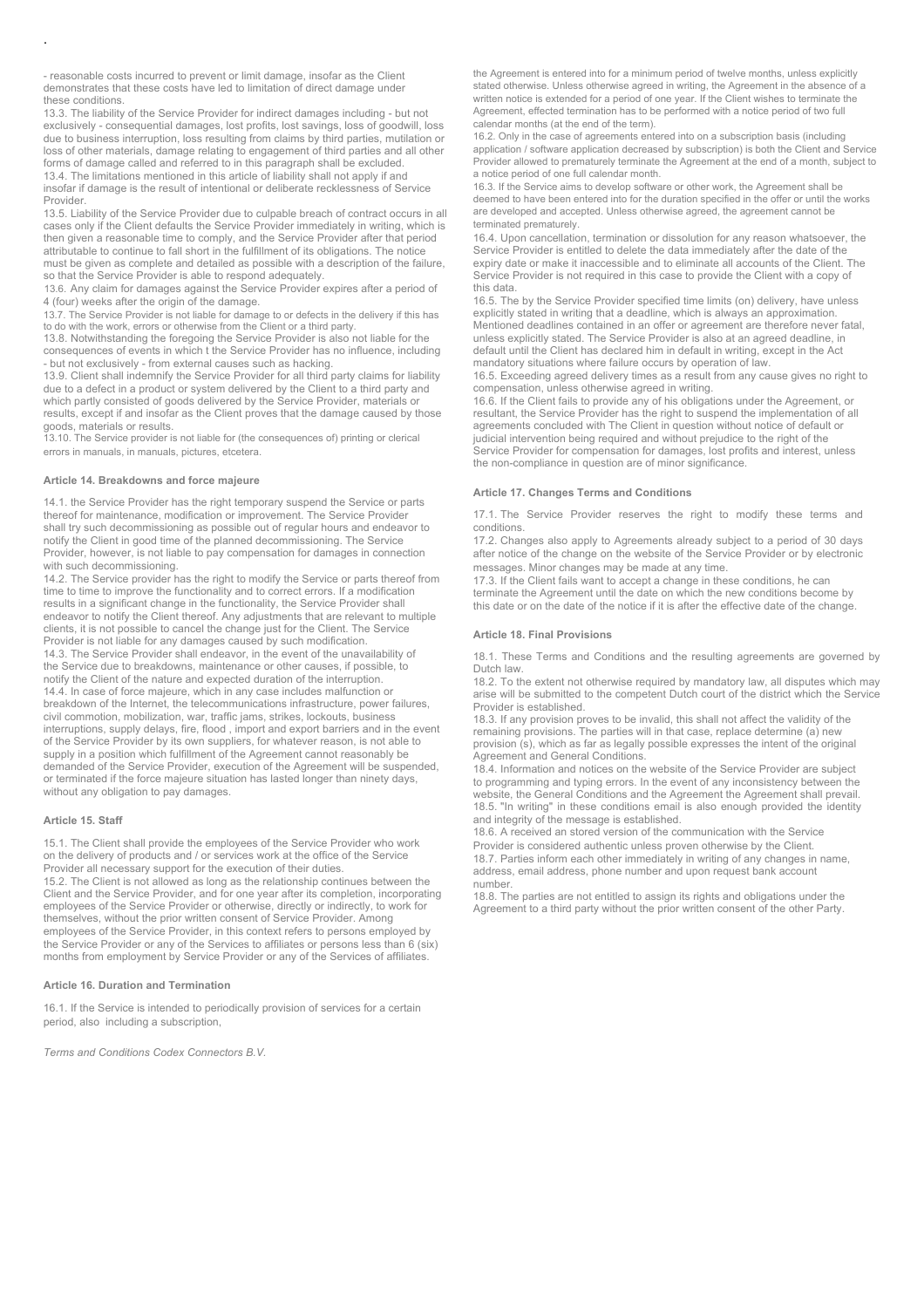- reasonable costs incurred to prevent or limit damage, insofar as the Client demonstrates that these costs have led to limitation of direct damage under these conditions.

13.3. The liability of the Service Provider for indirect damages including - but not exclusively - consequential damages, lost profits, lost savings, loss of goodwill, loss due to business interruption, loss resulting from claims by third parties, mutilation or loss of other materials, damage relating to engagement of third parties and all other forms of damage called and referred to in this paragraph shall be excluded.

13.4. The limitations mentioned in this article of liability shall not apply if and insofar if damage is the result of intentional or deliberate recklessness of Service Provider.

13.5. Liability of the Service Provider due to culpable breach of contract occurs in all cases only if the Client defaults the Service Provider immediately in writing, which is then given a reasonable time to comply, and the Service Provider after that period attributable to continue to fall short in the fulfillment of its obligations. The notice must be given as complete and detailed as possible with a description of the failure, so that the Service Provider is able to respond adequately.

13.6. Any claim for damages against the Service Provider expires after a period of 4 (four) weeks after the origin of the damage.

13.7. The Service Provider is not liable for damage to or defects in the delivery if this has to do with the work, errors or otherwise from the Client or a third party.

13.8. Notwithstanding the foregoing the Service Provider is also not liable for the consequences of events in which t the Service Provider has no influence, including - but not exclusively - from external causes such as hacking.

13.9. Client shall indemnify the Service Provider for all third party claims for liability due to a defect in a product or system delivered by the Client to a third party and which partly consisted of goods delivered by the Service Provider, materials or results, except if and insofar as the Client proves that the damage caused by those goods, materials or results.

13.10. The Service provider is not liable for (the consequences of) printing or clerical errors in manuals, in manuals, pictures, etcetera.

#### Article 14. Breakdowns and force majeure

14.1. the Service Provider has the right temporary suspend the Service or parts thereof for maintenance, modification or improvement. The Service Provider shall try such decommissioning as possible out of regular hours and endeavor to notify the Client in good time of the planned decommissioning. The Service Provider, however, is not liable to pay compensation for damages in connection with such decommissioning.

14.2. The Service provider has the right to modify the Service or parts thereof from time to time to improve the functionality and to correct errors. If a modification results in a significant change in the functionality, the Service Provider shall endeavor to notify the Client thereof. Any adjustments that are relevant to multiple clients, it is not possible to cancel the change just for the Client. The Service Provider is not liable for any damages caused by such modification.

14.3. The Service Provider shall endeavor, in the event of the unavailability of the Service due to breakdowns, maintenance or other causes, if possible, to notify the Client of the nature and expected duration of the interruption.

14.4. In case of force majeure, which in any case includes malfunction or breakdown of the Internet, the telecommunications infrastructure, power failures, civil commotion, mobilization, war, traffic jams, strikes, lockouts, business interruptions, supply delays, fire, flood , import and export barriers and in the event of the Service Provider by its own suppliers, for whatever reason, is not able to supply in a position which fulfillment of the Agreement cannot reasonably be demanded of the Service Provider, execution of the Agreement will be suspended, or terminated if the force majeure situation has lasted longer than ninety days, without any obligation to pay damages.

#### Article 15. Staff

15.1. The Client shall provide the employees of the Service Provider who work on the delivery of products and / or services work at the office of the Service Provider all necessary support for the execution of their duties.

15.2. The Client is not allowed as long as the relationship continues between the Client and the Service Provider, and for one year after its completion, incorporating employees of the Service Provider or otherwise, directly or indirectly, to work for themselves, without the prior written consent of Service Provider. Among employees of the Service Provider, in this context refers to persons employed by the Service Provider or any of the Services to affiliates or persons less than 6 (six) months from employment by Service Provider or any of the Services of affiliates.

#### Article 16. Duration and Termination

16.1. If the Service is intended to periodically provision of services for a certain period, also including a subscription, the Agreement is entered into for a minimum period of twelve months, unless explicitly stated otherwise. Unless otherwise agreed in writing, the Agreement in the absence of a written notice is extended for a period of one year. If the Client wishes to terminate the Agreement, effected termination has to be performed with a notice period of two full calendar months (at the end of the term).

16.2. Only in the case of agreements entered into on a subscription basis (including application / software application decreased by subscription) is both the Client and Service Provider allowed to prematurely terminate the Agreement at the end of a month, subject to a notice period of one full calendar month.

16.3. If the Service aims to develop software or other work, the Agreement shall be deemed to have been entered into for the duration specified in the offer or until the works are developed and accepted. Unless otherwise agreed, the agreement cannot be terminated prematurely.

16.4. Upon cancellation, termination or dissolution for any reason whatsoever, the Service Provider is entitled to delete the data immediately after the date of the expiry date or make it inaccessible and to eliminate all accounts of the Client. The Service Provider is not required in this case to provide the Client with a copy of this data.

16.5. The by the Service Provider specified time limits (on) delivery, have unless explicitly stated in writing that a deadline, which is always an approximation. Mentioned deadlines contained in an offer or agreement are therefore never fatal, unless explicitly stated. The Service Provider is also at an agreed deadline, in default until the Client has declared him in default in writing, except in the Act mandatory situations where failure occurs by operation of law.

16.5. Exceeding agreed delivery times as a result from any cause gives no right to compensation, unless otherwise agreed in writing.

16.6. If the Client fails to provide any of his obligations under the Agreement, or resultant, the Service Provider has the right to suspend the implementation of all agreements concluded with The Client in question without notice of default or judicial intervention being required and without prejudice to the right of the Service Provider for compensation for damages, lost profits and interest, unless the non-compliance in question are of minor significance.

#### Article 17. Changes Terms and Conditions

17.1. The Service Provider reserves the right to modify these terms and conditions.

17.2. Changes also apply to Agreements already subject to a period of 30 days after notice of the change on the website of the Service Provider or by electronic messages. Minor changes may be made at any time.

17.3. If the Client fails want to accept a change in these conditions, he can terminate the Agreement until the date on which the new conditions become by this date or on the date of the notice if it is after the effective date of the change.

#### Article 18. Final Provisions

18.1. These Terms and Conditions and the resulting agreements are governed by Dutch law.

18.2. To the extent not otherwise required by mandatory law, all disputes which may arise will be submitted to the competent Dutch court of the district which the Service Provider is established.

18.3. If any provision proves to be invalid, this shall not affect the validity of the remaining provisions. The parties will in that case, replace determine (a) new provision (s), which as far as legally possible expresses the intent of the original Agreement and General Conditions.

18.4. Information and notices on the website of the Service Provider are subject to programming and typing errors. In the event of any inconsistency between the website, the General Conditions and the Agreement the Agreement shall prevail.

18.5. "In writing" in these conditions email is also enough provided the identity and integrity of the message is established.

18.6. A received an stored version of the communication with the Service Provider is considered authentic unless proven otherwise by the Client.

18.7. Parties inform each other immediately in writing of any changes in name, address, email address, phone number and upon request bank account number.

18.8. The parties are not entitled to assign its rights and obligations under the Agreement to a third party without the prior written consent of the other Party.